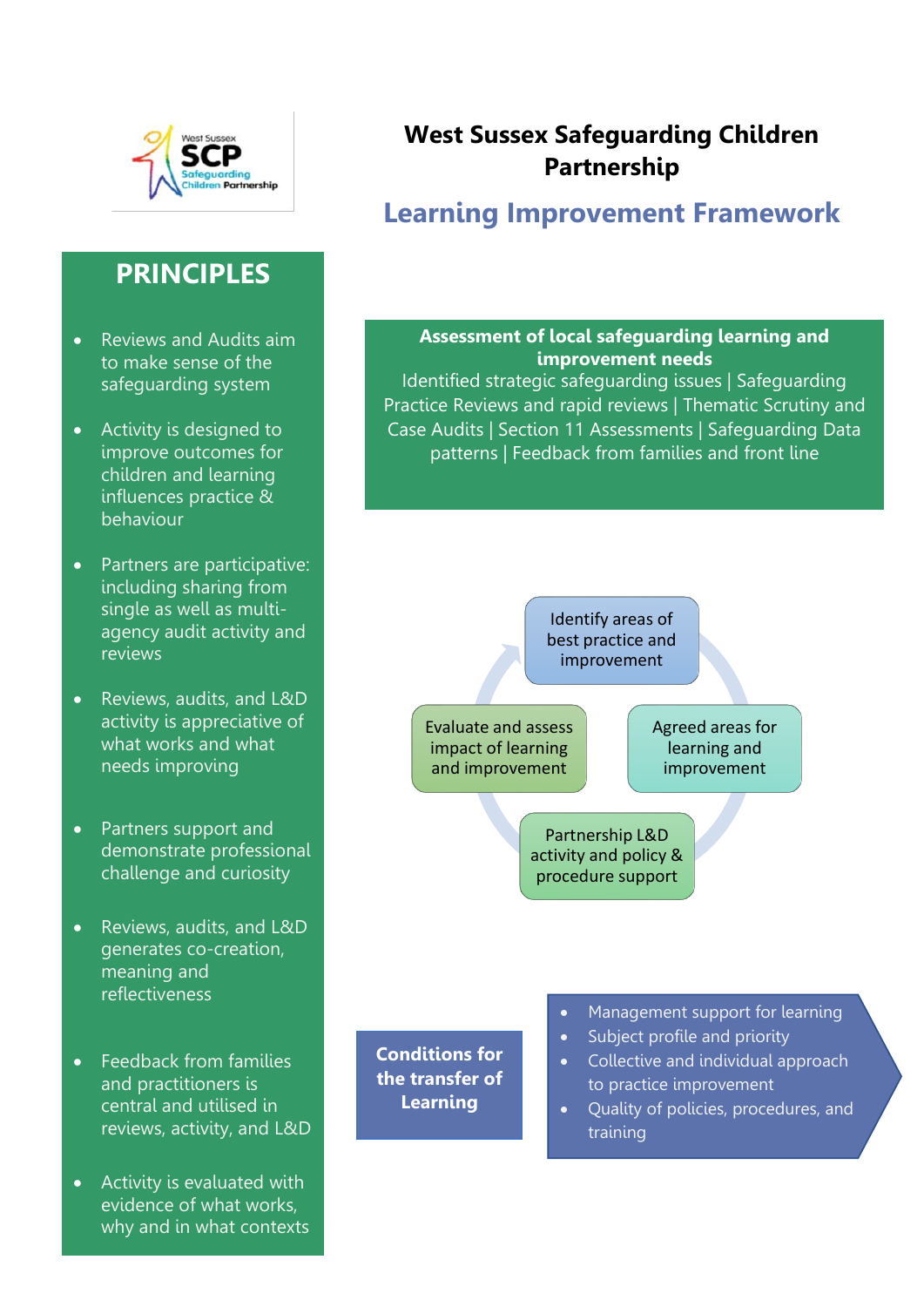# West Sussex Safeguarding Children Partnership

## Learning Improvement Framework

## PRINCIPLES

- Reviews and Audits aim to make sense of the safeguarding system
- Activity is designed to improve outcomes for children and learning influences practice & behaviour
- Partners are participative: including sharing from single as well as multi-agency audit activity and reviews
- Reviews, audits, and L&D activity is appreciative of what works and what needs improving
- Partners support and demonstrate professional challenge and curiosity
- Reviews, audits, and L&D generates co-creation, meaning and reflectiveness
- Feedback from families and practitioners is central and utilised in reviews, activity, and L&D
- Activity is evaluated with evidence of what works, why and in what contexts

**Assessment of local safeguarding learning and improvement needs**

Identified strategic safeguarding issues | Safeguarding Practice Reviews and rapid reviews | Thematic Scrutiny and Case Audits | Section 11 Assessments | Safeguarding Data patterns | Feedback from families and front line

- Identify areas of best practice and improvement
- Agreed areas for learning and improvement
- Partnership L&D activity and policy & procedure support
- Evaluate and assess impact of learning and improvement

**Conditions for the transfer of Learning**

- Management support for learning
- Subject profile and priority
- Collective and individual approach to practice improvement
- Quality of policies, procedures, and training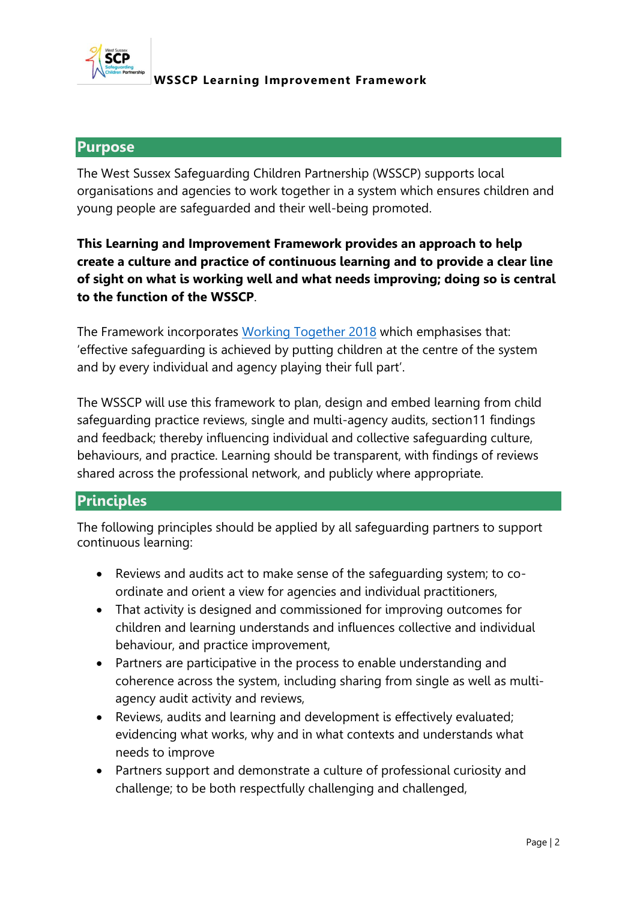## Purpose

The West Sussex Safeguarding Children Partnership (WSSCP) supports local organisations and agencies to work together in a system which ensures children and young people are safeguarded and their well-being promoted.

**This Learning and Improvement Framework provides an approach to help create a culture and practice of continuous learning and to provide a clear line of sight on what is working well and what needs improving; doing so is central to the function of the WSSCP**.

The Framework incorporates Working Together 2018 which emphasises that: 'effective safeguarding is achieved by putting children at the centre of the system and by every individual and agency playing their full part'.

The WSSCP will use this framework to plan, design and embed learning from child safeguarding practice reviews, single and multi-agency audits, section11 findings and feedback; thereby influencing individual and collective safeguarding culture, behaviours, and practice. Learning should be transparent, with findings of reviews shared across the professional network, and publicly where appropriate.

## Principles

The following principles should be applied by all safeguarding partners to support continuous learning:

- Reviews and audits act to make sense of the safeguarding system; to co-ordinate and orient a view for agencies and individual practitioners,
- That activity is designed and commissioned for improving outcomes for children and learning understands and influences collective and individual behaviour, and practice improvement,
- Partners are participative in the process to enable understanding and coherence across the system, including sharing from single as well as multi-agency audit activity and reviews,
- Reviews, audits and learning and development is effectively evaluated; evidencing what works, why and in what contexts and understands what needs to improve
- Partners support and demonstrate a culture of professional curiosity and challenge; to be both respectfully challenging and challenged,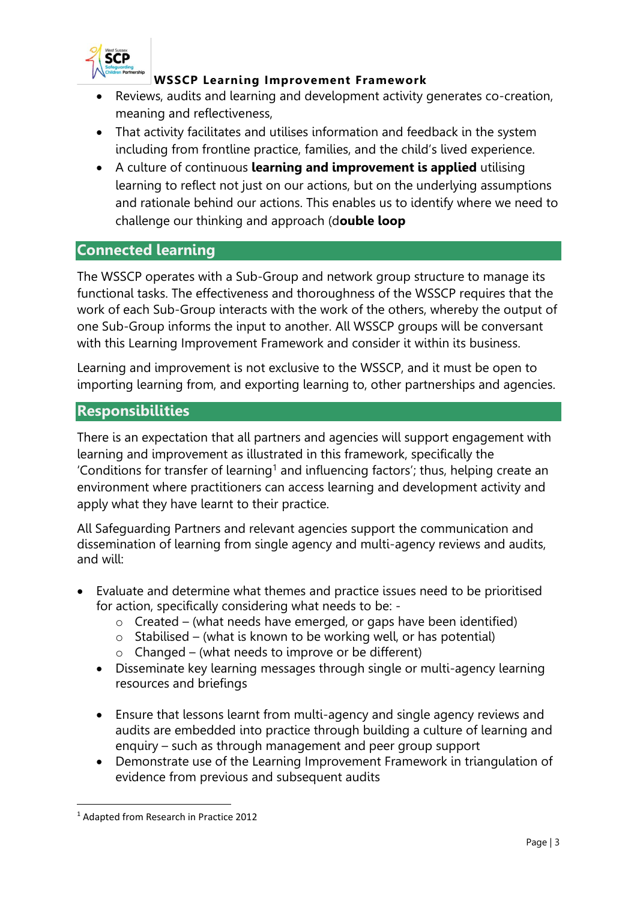- Reviews, audits and learning and development activity generates co-creation, meaning and reflectiveness,
- That activity facilitates and utilises information and feedback in the system including from frontline practice, families, and the child's lived experience.
- A culture of continuous **learning and improvement is applied** utilising learning to reflect not just on our actions, but on the underlying assumptions and rationale behind our actions. This enables us to identify where we need to challenge our thinking and approach (d**ouble loop**

## Connected learning

The WSSCP operates with a Sub-Group and network group structure to manage its functional tasks. The effectiveness and thoroughness of the WSSCP requires that the work of each Sub-Group interacts with the work of the others, whereby the output of one Sub-Group informs the input to another. All WSSCP groups will be conversant with this Learning Improvement Framework and consider it within its business.

Learning and improvement is not exclusive to the WSSCP, and it must be open to importing learning from, and exporting learning to, other partnerships and agencies.

## Responsibilities

There is an expectation that all partners and agencies will support engagement with learning and improvement as illustrated in this framework, specifically the 'Conditions for transfer of learning[1] and influencing factors'; thus, helping create an environment where practitioners can access learning and development activity and apply what they have learnt to their practice.

All Safeguarding Partners and relevant agencies support the communication and dissemination of learning from single agency and multi-agency reviews and audits, and will:

- Evaluate and determine what themes and practice issues need to be prioritised for action, specifically considering what needs to be: -
  - Created – (what needs have emerged, or gaps have been identified)
  - Stabilised – (what is known to be working well, or has potential)
  - Changed – (what needs to improve or be different)
- Disseminate key learning messages through single or multi-agency learning resources and briefings
- Ensure that lessons learnt from multi-agency and single agency reviews and audits are embedded into practice through building a culture of learning and enquiry – such as through management and peer group support
- Demonstrate use of the Learning Improvement Framework in triangulation of evidence from previous and subsequent audits

[1] Adapted from Research in Practice 2012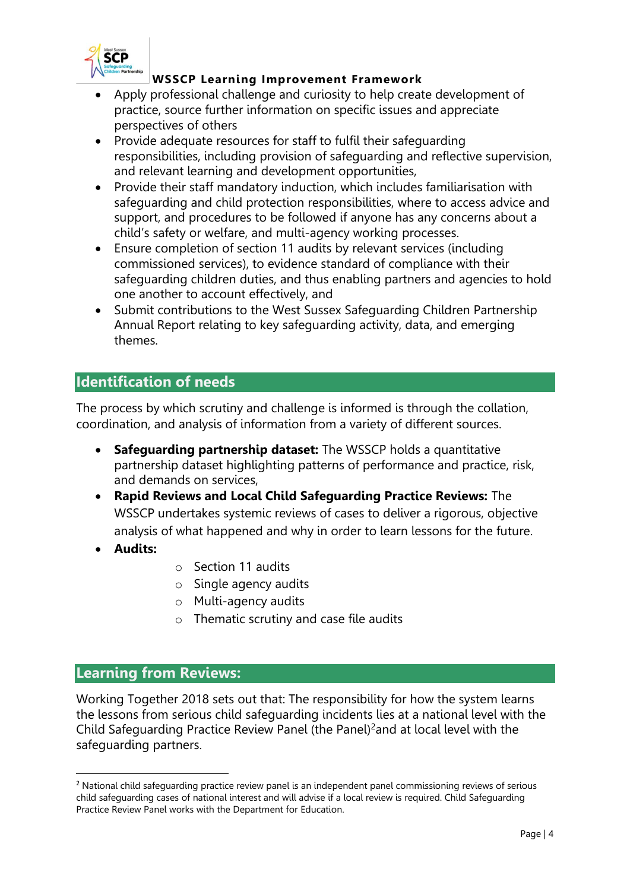- Apply professional challenge and curiosity to help create development of practice, source further information on specific issues and appreciate perspectives of others
- Provide adequate resources for staff to fulfil their safeguarding responsibilities, including provision of safeguarding and reflective supervision, and relevant learning and development opportunities,
- Provide their staff mandatory induction, which includes familiarisation with safeguarding and child protection responsibilities, where to access advice and support, and procedures to be followed if anyone has any concerns about a child's safety or welfare, and multi-agency working processes.
- Ensure completion of section 11 audits by relevant services (including commissioned services), to evidence standard of compliance with their safeguarding children duties, and thus enabling partners and agencies to hold one another to account effectively, and
- Submit contributions to the West Sussex Safeguarding Children Partnership Annual Report relating to key safeguarding activity, data, and emerging themes.

## Identification of needs

The process by which scrutiny and challenge is informed is through the collation, coordination, and analysis of information from a variety of different sources.

- **Safeguarding partnership dataset:** The WSSCP holds a quantitative partnership dataset highlighting patterns of performance and practice, risk, and demands on services,
- **Rapid Reviews and Local Child Safeguarding Practice Reviews:** The WSSCP undertakes systemic reviews of cases to deliver a rigorous, objective analysis of what happened and why in order to learn lessons for the future.
- **Audits:**
  - Section 11 audits
  - Single agency audits
  - Multi-agency audits
  - Thematic scrutiny and case file audits

## Learning from Reviews:

Working Together 2018 sets out that: The responsibility for how the system learns the lessons from serious child safeguarding incidents lies at a national level with the Child Safeguarding Practice Review Panel (the Panel)[2] and at local level with the safeguarding partners.

[2] National child safeguarding practice review panel is an independent panel commissioning reviews of serious child safeguarding cases of national interest and will advise if a local review is required. Child Safeguarding Practice Review Panel works with the Department for Education.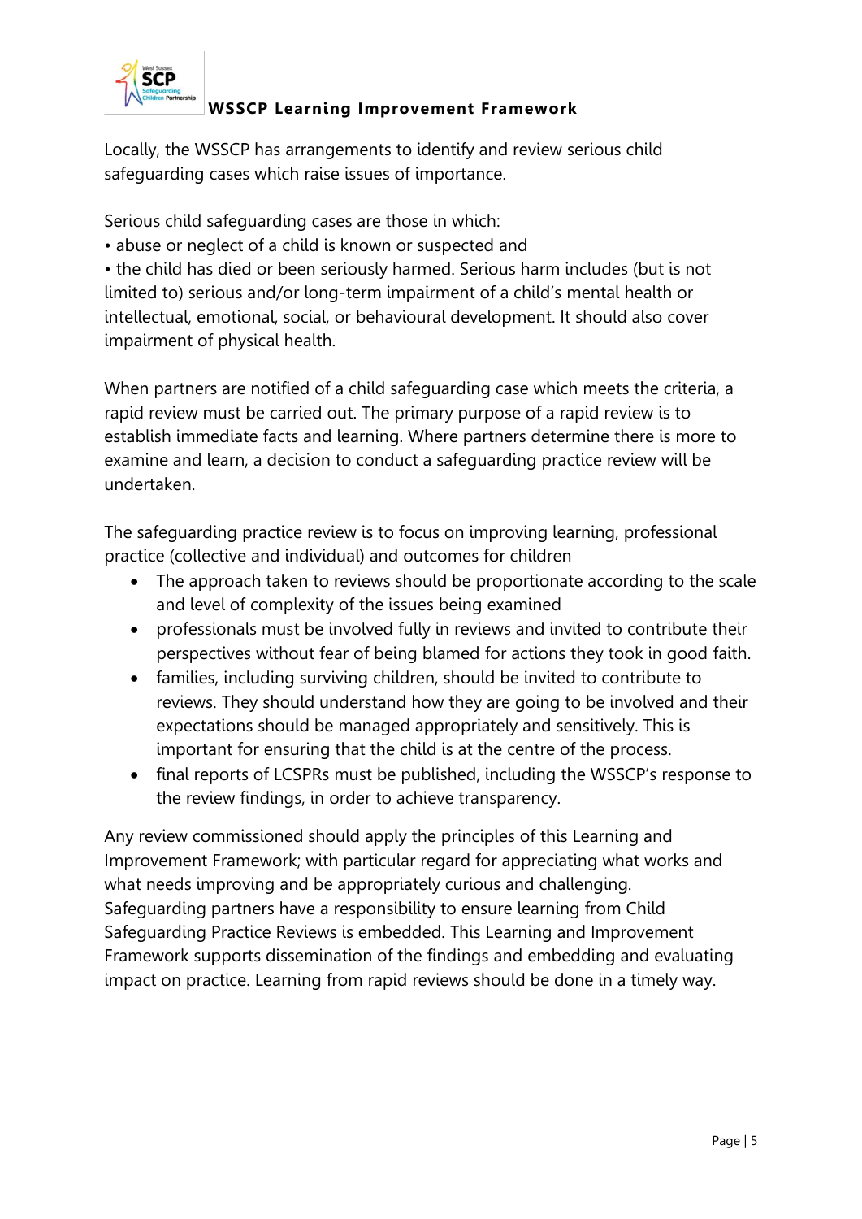Locally, the WSSCP has arrangements to identify and review serious child safeguarding cases which raise issues of importance.

Serious child safeguarding cases are those in which:
• abuse or neglect of a child is known or suspected and
• the child has died or been seriously harmed. Serious harm includes (but is not limited to) serious and/or long-term impairment of a child's mental health or intellectual, emotional, social, or behavioural development. It should also cover impairment of physical health.

When partners are notified of a child safeguarding case which meets the criteria, a rapid review must be carried out. The primary purpose of a rapid review is to establish immediate facts and learning. Where partners determine there is more to examine and learn, a decision to conduct a safeguarding practice review will be undertaken.

The safeguarding practice review is to focus on improving learning, professional practice (collective and individual) and outcomes for children

- The approach taken to reviews should be proportionate according to the scale and level of complexity of the issues being examined
- professionals must be involved fully in reviews and invited to contribute their perspectives without fear of being blamed for actions they took in good faith.
- families, including surviving children, should be invited to contribute to reviews. They should understand how they are going to be involved and their expectations should be managed appropriately and sensitively. This is important for ensuring that the child is at the centre of the process.
- final reports of LCSPRs must be published, including the WSSCP's response to the review findings, in order to achieve transparency.

Any review commissioned should apply the principles of this Learning and Improvement Framework; with particular regard for appreciating what works and what needs improving and be appropriately curious and challenging.
Safeguarding partners have a responsibility to ensure learning from Child Safeguarding Practice Reviews is embedded. This Learning and Improvement Framework supports dissemination of the findings and embedding and evaluating impact on practice. Learning from rapid reviews should be done in a timely way.